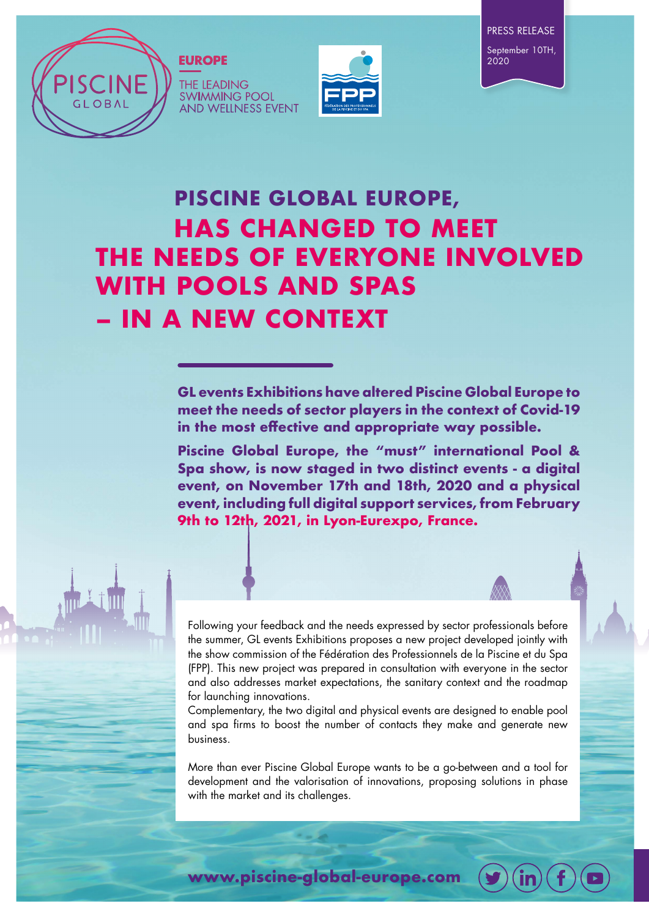PISCINE GLOBAL

**EUROPE**

THE LEADING SWIMMING POOL AND WELLNESS EVENT

PRESS RELEASE

September 10TH, 2020

# PISCINE GLOBAL EUROPE, HAS CHANGED TO MEET THE NEEDS OF EVERYONE INVOLVED WITH POOLS AND SPAS – IN A NEW CONTEXT

**GL events Exhibitions have altered Piscine Global Europe to meet the needs of sector players in the context of Covid-19 in the most effective and appropriate way possible.**

**Piscine Global Europe, the "must" international Pool & Spa show, is now staged in two distinct events - a digital event, on November 17th and 18th, 2020 and a physical event, including full digital support services, from February 9th to 12th, 2021, in Lyon-Eurexpo, France.**

Following your feedback and the needs expressed by sector professionals before the summer, GL events Exhibitions proposes a new project developed jointly with the show commission of the Fédération des Professionnels de la Piscine et du Spa (FPP). This new project was prepared in consultation with everyone in the sector and also addresses market expectations, the sanitary context and the roadmap for launching innovations.

Complementary, the two digital and physical events are designed to enable pool and spa firms to boost the number of contacts they make and generate new business.

More than ever Piscine Global Europe wants to be a go-between and a tool for development and the valorisation of innovations, proposing solutions in phase with the market and its challenges.

**www.piscine-global-europe.com**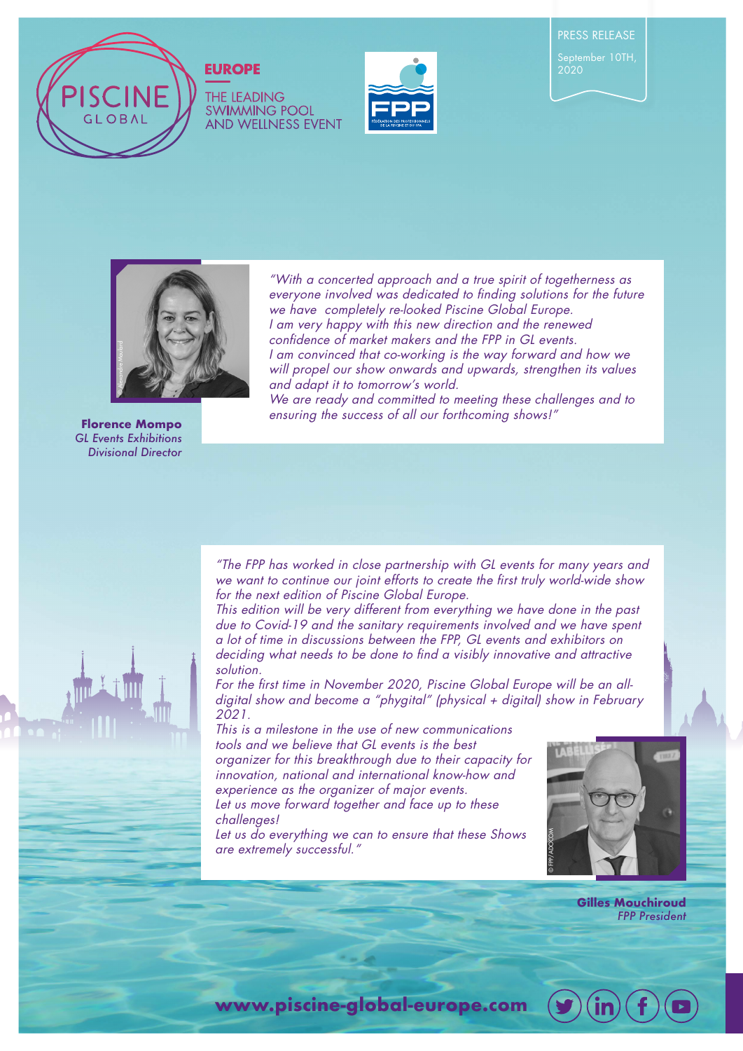PISCINE GLOBAL

**EUROPE**

THE LEADING SWIMMING POOL AND WELLNESS EVENT

PRESS RELEASE

September 10TH, 2020

*"With a concerted approach and a true spirit of togetherness as everyone involved was dedicated to finding solutions for the future we have completely re-looked Piscine Global Europe.*
*I am very happy with this new direction and the renewed confidence of market makers and the FPP in GL events.*
*I am convinced that co-working is the way forward and how we will propel our show onwards and upwards, strengthen its values and adapt it to tomorrow's world.*
*We are ready and committed to meeting these challenges and to ensuring the success of all our forthcoming shows!"*

**Florence Mompo**
*GL Events Exhibitions Divisional Director*

*"The FPP has worked in close partnership with GL events for many years and we want to continue our joint efforts to create the first truly world-wide show for the next edition of Piscine Global Europe.*
*This edition will be very different from everything we have done in the past due to Covid-19 and the sanitary requirements involved and we have spent a lot of time in discussions between the FPP, GL events and exhibitors on deciding what needs to be done to find a visibly innovative and attractive solution.*
*For the first time in November 2020, Piscine Global Europe will be an all-digital show and become a "phygital" (physical + digital) show in February 2021.*
*This is a milestone in the use of new communications tools and we believe that GL events is the best organizer for this breakthrough due to their capacity for innovation, national and international know-how and experience as the organizer of major events.*
*Let us move forward together and face up to these challenges!*
*Let us do everything we can to ensure that these Shows are extremely successful."*

**Gilles Mouchiroud**
*FPP President*

**www.piscine-global-europe.com**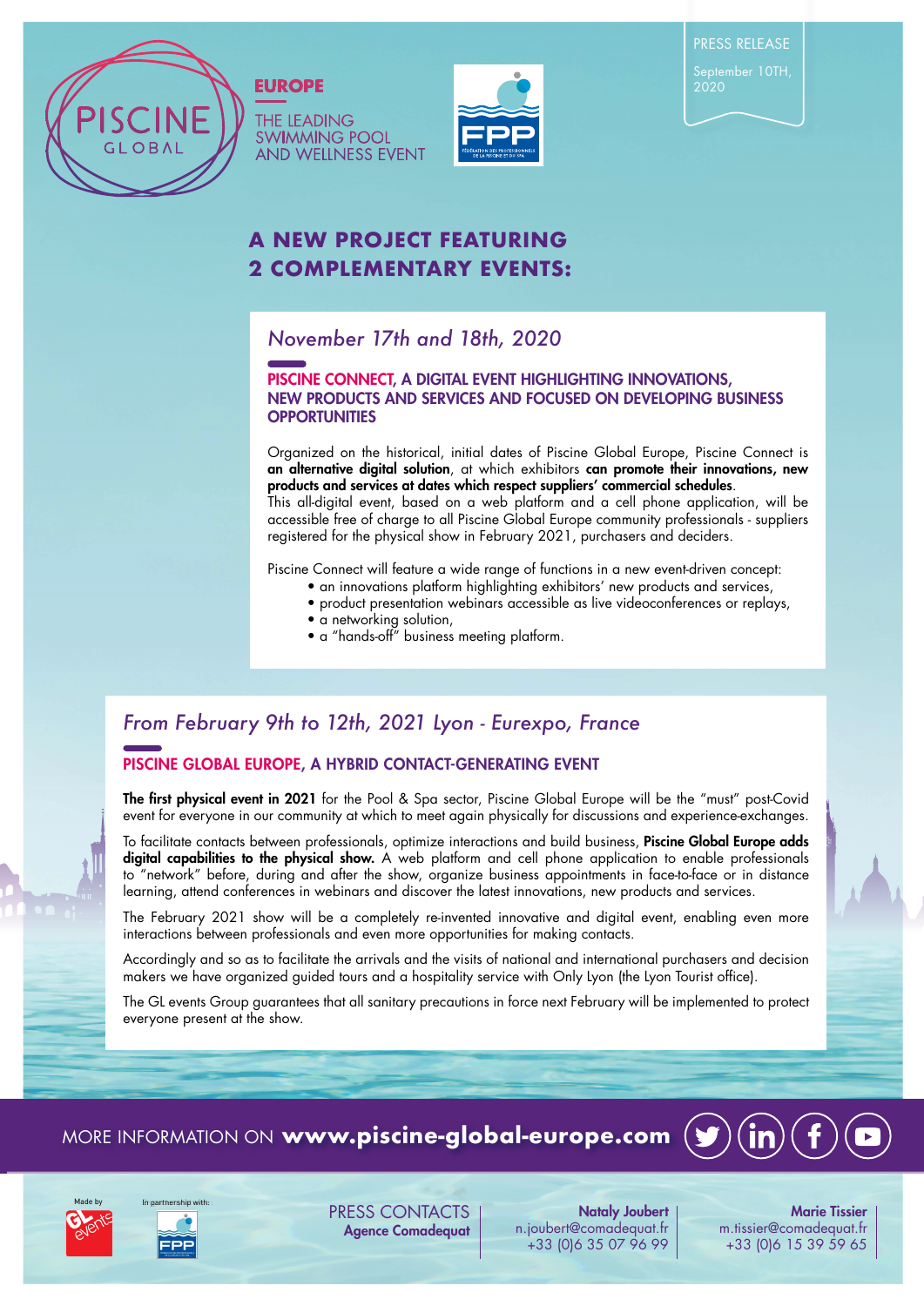PISCINE GLOBAL

**EUROPE**

THE LEADING SWIMMING POOL AND WELLNESS EVENT

PRESS RELEASE

September 10TH, 2020

# A NEW PROJECT FEATURING 2 COMPLEMENTARY EVENTS:

## *November 17th and 18th, 2020*

### PISCINE CONNECT, A DIGITAL EVENT HIGHLIGHTING INNOVATIONS, NEW PRODUCTS AND SERVICES AND FOCUSED ON DEVELOPING BUSINESS OPPORTUNITIES

Organized on the historical, initial dates of Piscine Global Europe, Piscine Connect is **an alternative digital solution**, at which exhibitors **can promote their innovations, new products and services at dates which respect suppliers' commercial schedules**.
This all-digital event, based on a web platform and a cell phone application, will be accessible free of charge to all Piscine Global Europe community professionals - suppliers registered for the physical show in February 2021, purchasers and deciders.

Piscine Connect will feature a wide range of functions in a new event-driven concept:

- an innovations platform highlighting exhibitors' new products and services,
- product presentation webinars accessible as live videoconferences or replays,
- a networking solution,
- a "hands-off" business meeting platform.

## *From February 9th to 12th, 2021 Lyon - Eurexpo, France*

### PISCINE GLOBAL EUROPE, A HYBRID CONTACT-GENERATING EVENT

**The first physical event in 2021** for the Pool & Spa sector, Piscine Global Europe will be the "must" post-Covid event for everyone in our community at which to meet again physically for discussions and experience-exchanges.

To facilitate contacts between professionals, optimize interactions and build business, **Piscine Global Europe adds digital capabilities to the physical show.** A web platform and cell phone application to enable professionals to "network" before, during and after the show, organize business appointments in face-to-face or in distance learning, attend conferences in webinars and discover the latest innovations, new products and services.

The February 2021 show will be a completely re-invented innovative and digital event, enabling even more interactions between professionals and even more opportunities for making contacts.

Accordingly and so as to facilitate the arrivals and the visits of national and international purchasers and decision makers we have organized guided tours and a hospitality service with Only Lyon (the Lyon Tourist office).

The GL events Group guarantees that all sanitary precautions in force next February will be implemented to protect everyone present at the show.

MORE INFORMATION ON **www.piscine-global-europe.com**

Made by GL events — In partnership with: FPP

PRESS CONTACTS
**Agence Comadequat**

**Nataly Joubert**
n.joubert@comadequat.fr
+33 (0)6 35 07 96 99

**Marie Tissier**
m.tissier@comadequat.fr
+33 (0)6 15 39 59 65